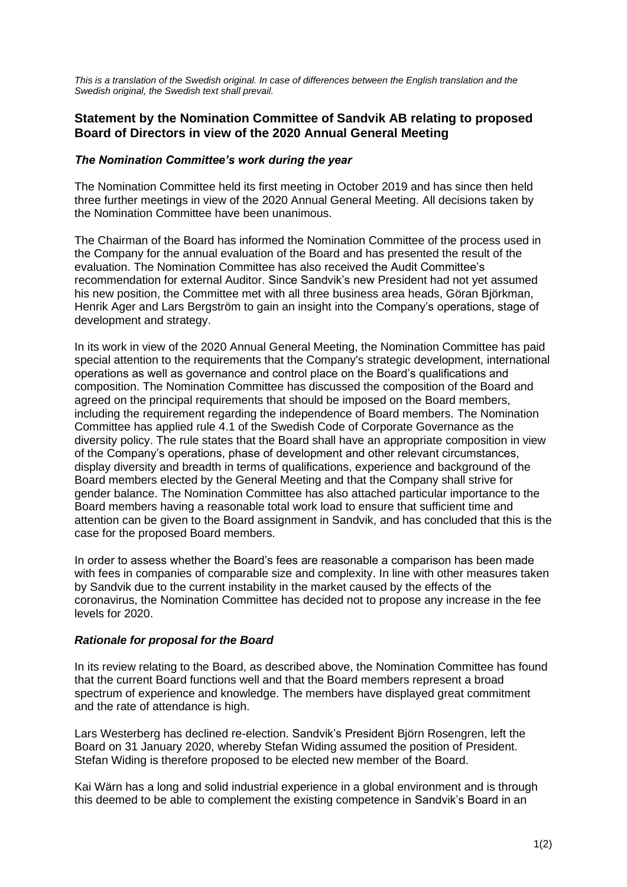*This is a translation of the Swedish original. In case of differences between the English translation and the Swedish original, the Swedish text shall prevail.*

## Statement by the Nomination Committee of Sandvik AB relating to proposed Board of Directors in view of the 2020 Annual General Meeting

### *The Nomination Committee's work during the year*

The Nomination Committee held its first meeting in October 2019 and has since then held three further meetings in view of the 2020 Annual General Meeting. All decisions taken by the Nomination Committee have been unanimous.

The Chairman of the Board has informed the Nomination Committee of the process used in the Company for the annual evaluation of the Board and has presented the result of the evaluation. The Nomination Committee has also received the Audit Committee's recommendation for external Auditor. Since Sandvik's new President had not yet assumed his new position, the Committee met with all three business area heads, Göran Björkman, Henrik Ager and Lars Bergström to gain an insight into the Company's operations, stage of development and strategy.

In its work in view of the 2020 Annual General Meeting, the Nomination Committee has paid special attention to the requirements that the Company's strategic development, international operations as well as governance and control place on the Board's qualifications and composition. The Nomination Committee has discussed the composition of the Board and agreed on the principal requirements that should be imposed on the Board members, including the requirement regarding the independence of Board members. The Nomination Committee has applied rule 4.1 of the Swedish Code of Corporate Governance as the diversity policy. The rule states that the Board shall have an appropriate composition in view of the Company's operations, phase of development and other relevant circumstances, display diversity and breadth in terms of qualifications, experience and background of the Board members elected by the General Meeting and that the Company shall strive for gender balance. The Nomination Committee has also attached particular importance to the Board members having a reasonable total work load to ensure that sufficient time and attention can be given to the Board assignment in Sandvik, and has concluded that this is the case for the proposed Board members.

In order to assess whether the Board's fees are reasonable a comparison has been made with fees in companies of comparable size and complexity. In line with other measures taken by Sandvik due to the current instability in the market caused by the effects of the coronavirus, the Nomination Committee has decided not to propose any increase in the fee levels for 2020.

### *Rationale for proposal for the Board*

In its review relating to the Board, as described above, the Nomination Committee has found that the current Board functions well and that the Board members represent a broad spectrum of experience and knowledge. The members have displayed great commitment and the rate of attendance is high.

Lars Westerberg has declined re-election. Sandvik's President Björn Rosengren, left the Board on 31 January 2020, whereby Stefan Widing assumed the position of President. Stefan Widing is therefore proposed to be elected new member of the Board.

Kai Wärn has a long and solid industrial experience in a global environment and is through this deemed to be able to complement the existing competence in Sandvik's Board in an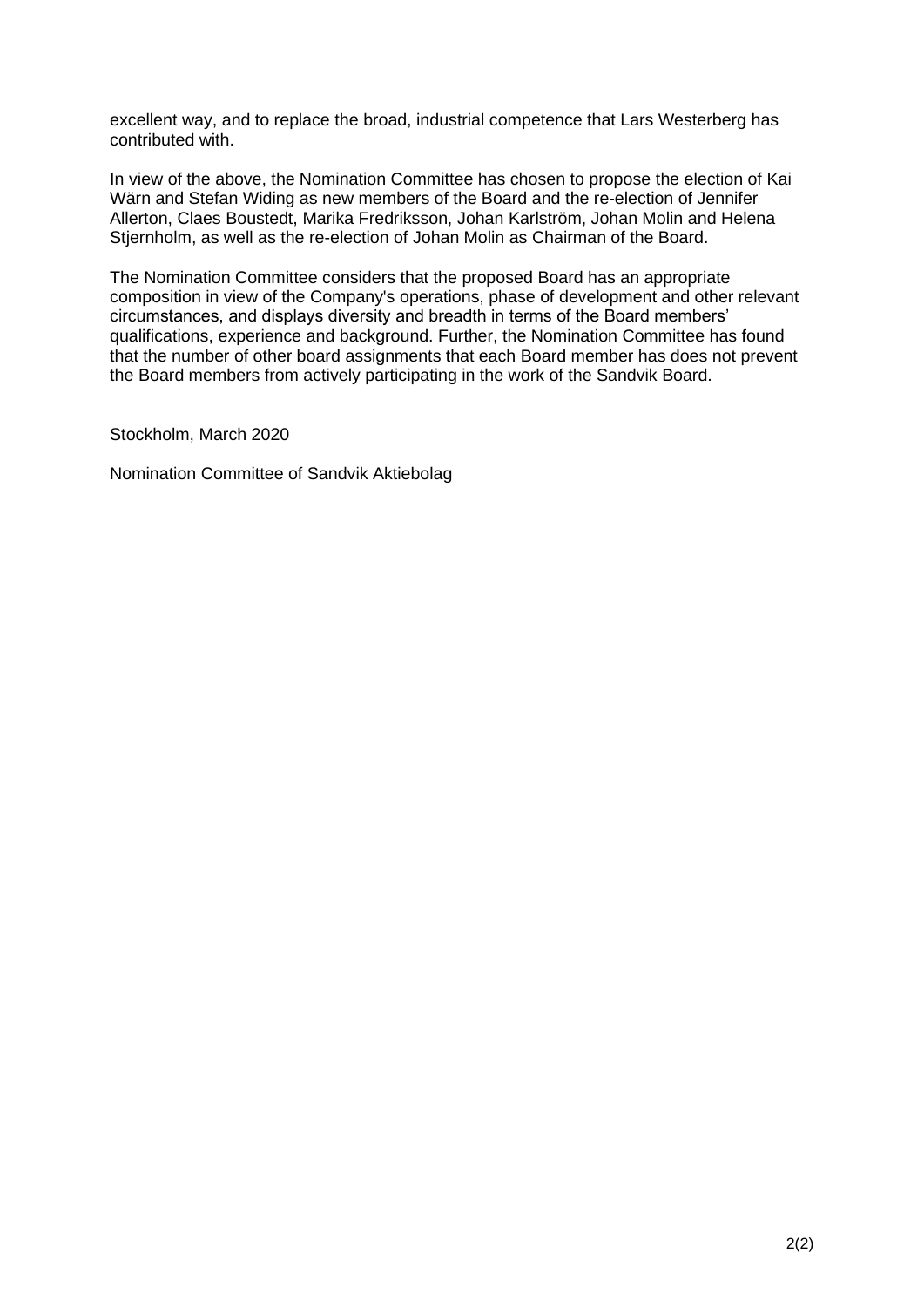excellent way, and to replace the broad, industrial competence that Lars Westerberg has contributed with.

In view of the above, the Nomination Committee has chosen to propose the election of Kai Wärn and Stefan Widing as new members of the Board and the re-election of Jennifer Allerton, Claes Boustedt, Marika Fredriksson, Johan Karlström, Johan Molin and Helena Stjernholm, as well as the re-election of Johan Molin as Chairman of the Board.

The Nomination Committee considers that the proposed Board has an appropriate composition in view of the Company's operations, phase of development and other relevant circumstances, and displays diversity and breadth in terms of the Board members' qualifications, experience and background. Further, the Nomination Committee has found that the number of other board assignments that each Board member has does not prevent the Board members from actively participating in the work of the Sandvik Board.

Stockholm, March 2020

Nomination Committee of Sandvik Aktiebolag